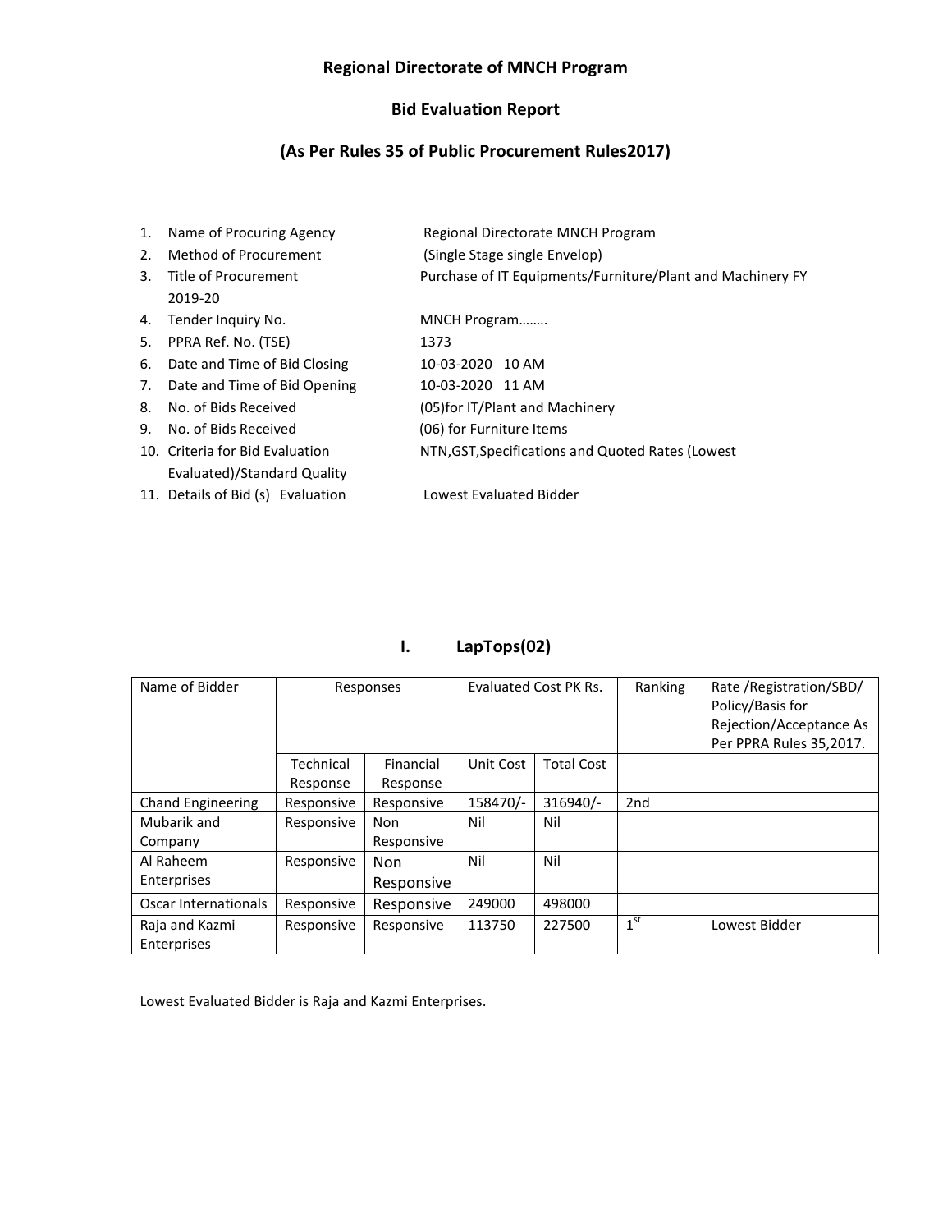# Regional Directorate of MNCH Program

## Bid Evaluation Report

## (As Per Rules 35 of Public Procurement Rules2017)

1. Name of Procuring Agency — Regional Directorate MNCH Program
2. Method of Procurement — (Single Stage single Envelop)
3. Title of Procurement — Purchase of IT Equipments/Furniture/Plant and Machinery FY 2019-20
4. Tender Inquiry No. — MNCH Program……..
5. PPRA Ref. No. (TSE) — 1373
6. Date and Time of Bid Closing — 10-03-2020 10 AM
7. Date and Time of Bid Opening — 10-03-2020 11 AM
8. No. of Bids Received — (05)for IT/Plant and Machinery
9. No. of Bids Received — (06) for Furniture Items
10. Criteria for Bid Evaluation Evaluated)/Standard Quality — NTN,GST,Specifications and Quoted Rates (Lowest
11. Details of Bid (s) Evaluation — Lowest Evaluated Bidder

### I. LapTops(02)

| Name of Bidder | Responses | | Evaluated Cost PK Rs. | | Ranking | Rate /Registration/SBD/ Policy/Basis for Rejection/Acceptance As Per PPRA Rules 35,2017. |
|---|---|---|---|---|---|---|
| | Technical Response | Financial Response | Unit Cost | Total Cost | | |
| Chand Engineering | Responsive | Responsive | 158470/- | 316940/- | 2nd | |
| Mubarik and Company | Responsive | Non Responsive | Nil | Nil | | |
| Al Raheem Enterprises | Responsive | Non Responsive | Nil | Nil | | |
| Oscar Internationals | Responsive | Responsive | 249000 | 498000 | | |
| Raja and Kazmi Enterprises | Responsive | Responsive | 113750 | 227500 | 1st | Lowest Bidder |

Lowest Evaluated Bidder is Raja and Kazmi Enterprises.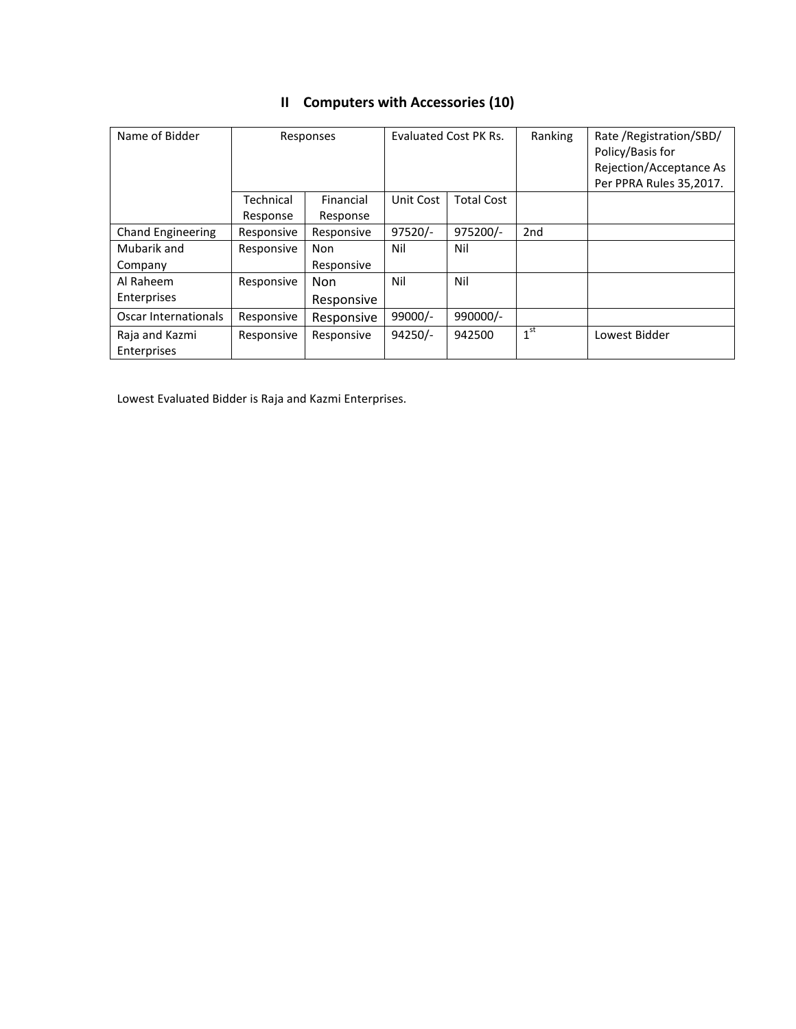## II Computers with Accessories (10)

| Name of Bidder | Responses | | Evaluated Cost PK Rs. | | Ranking | Rate /Registration/SBD/ Policy/Basis for Rejection/Acceptance As Per PPRA Rules 35,2017. |
|---|---|---|---|---|---|---|
| | Technical Response | Financial Response | Unit Cost | Total Cost | | |
| Chand Engineering | Responsive | Responsive | 97520/- | 975200/- | 2nd | |
| Mubarik and Company | Responsive | Non Responsive | Nil | Nil | | |
| Al Raheem Enterprises | Responsive | Non Responsive | Nil | Nil | | |
| Oscar Internationals | Responsive | Responsive | 99000/- | 990000/- | | |
| Raja and Kazmi Enterprises | Responsive | Responsive | 94250/- | 942500 | 1st | Lowest Bidder |

Lowest Evaluated Bidder is Raja and Kazmi Enterprises.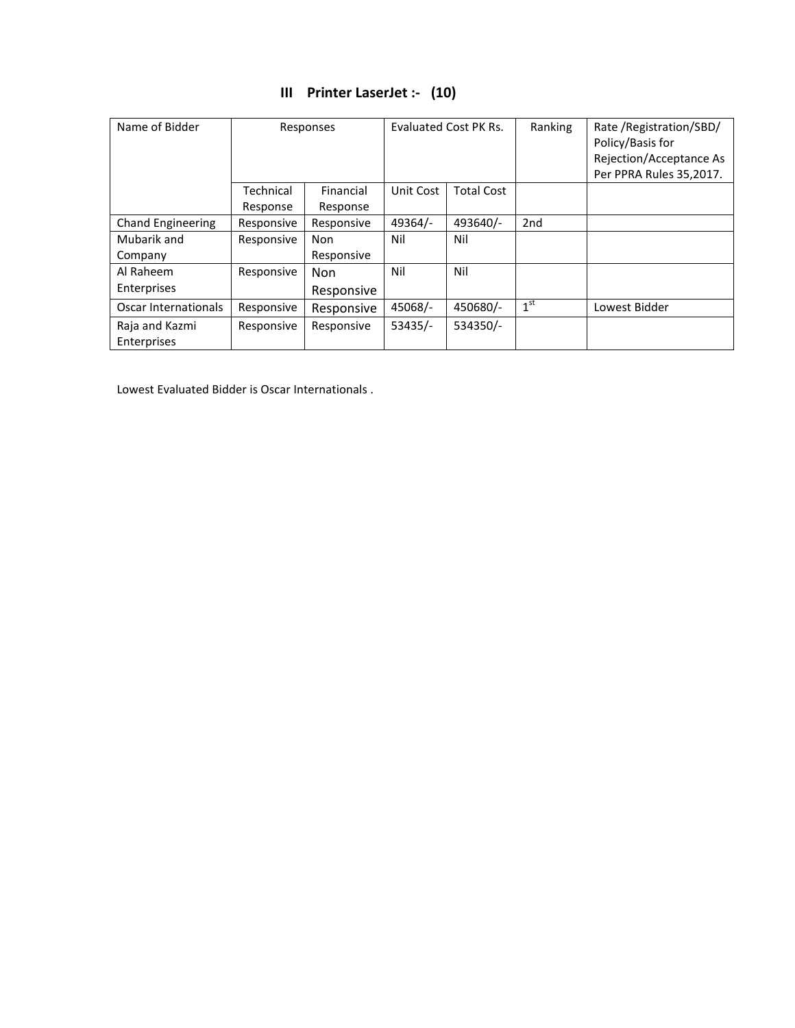### III Printer LaserJet :- (10)

| Name of Bidder | Responses | | Evaluated Cost PK Rs. | | Ranking | Rate /Registration/SBD/ Policy/Basis for Rejection/Acceptance As Per PPRA Rules 35,2017. |
|---|---|---|---|---|---|---|
| | Technical Response | Financial Response | Unit Cost | Total Cost | | |
| Chand Engineering | Responsive | Responsive | 49364/- | 493640/- | 2nd | |
| Mubarik and Company | Responsive | Non Responsive | Nil | Nil | | |
| Al Raheem Enterprises | Responsive | Non Responsive | Nil | Nil | | |
| Oscar Internationals | Responsive | Responsive | 45068/- | 450680/- | 1st | Lowest Bidder |
| Raja and Kazmi Enterprises | Responsive | Responsive | 53435/- | 534350/- | | |

Lowest Evaluated Bidder is Oscar Internationals .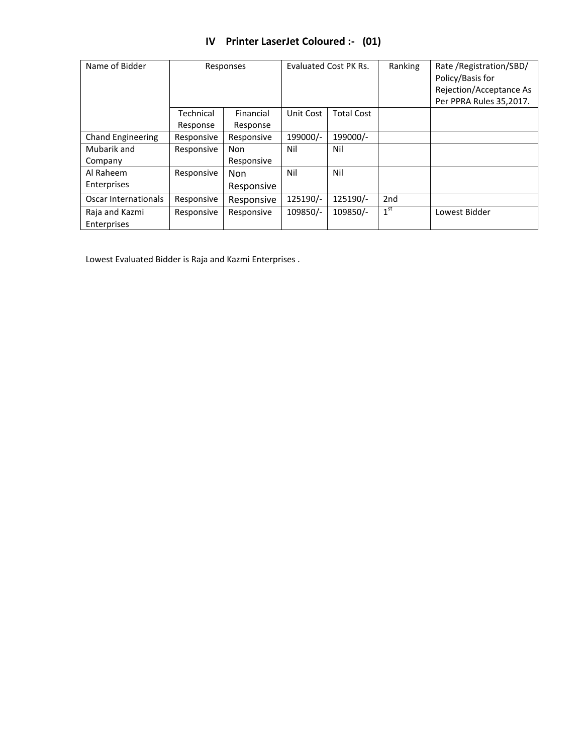## IV Printer LaserJet Coloured :- (01)

| Name of Bidder | Responses | | Evaluated Cost PK Rs. | | Ranking | Rate /Registration/SBD/ Policy/Basis for Rejection/Acceptance As Per PPRA Rules 35,2017. |
|---|---|---|---|---|---|---|
| | Technical Response | Financial Response | Unit Cost | Total Cost | | |
| Chand Engineering | Responsive | Responsive | 199000/- | 199000/- | | |
| Mubarik and Company | Responsive | Non Responsive | Nil | Nil | | |
| Al Raheem Enterprises | Responsive | Non Responsive | Nil | Nil | | |
| Oscar Internationals | Responsive | Responsive | 125190/- | 125190/- | 2nd | |
| Raja and Kazmi Enterprises | Responsive | Responsive | 109850/- | 109850/- | 1st | Lowest Bidder |

Lowest Evaluated Bidder is Raja and Kazmi Enterprises .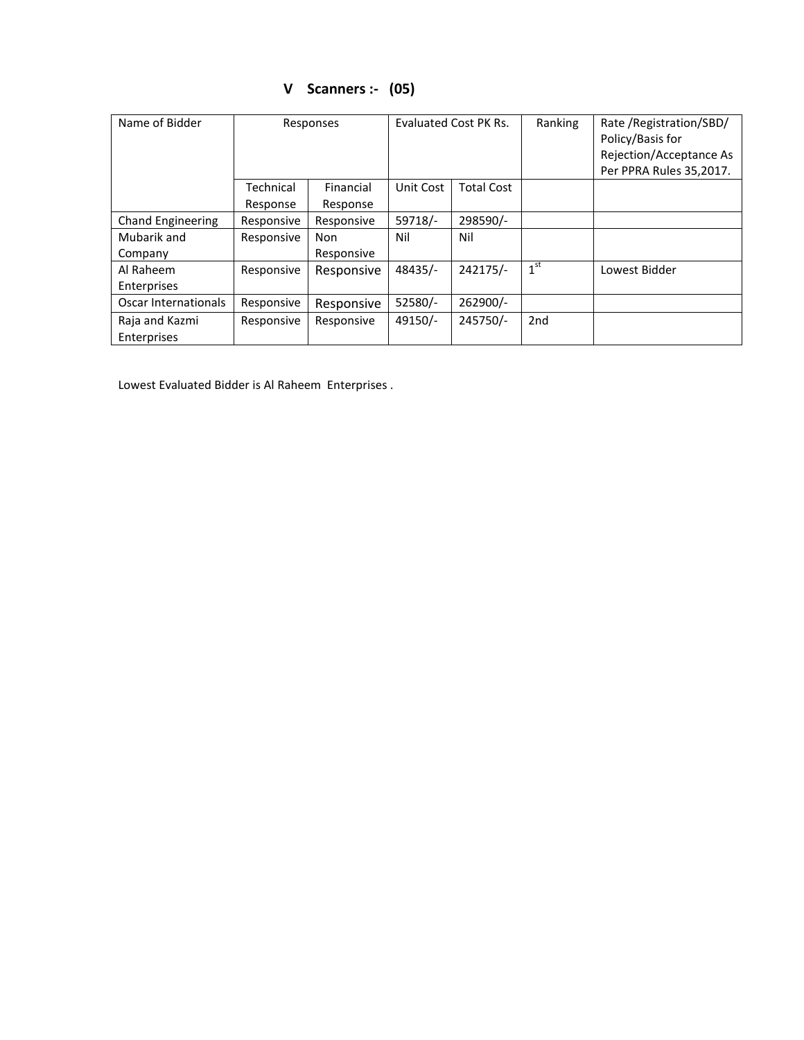## V Scanners :- (05)

| Name of Bidder | Responses | | Evaluated Cost PK Rs. | | Ranking | Rate /Registration/SBD/ Policy/Basis for Rejection/Acceptance As Per PPRA Rules 35,2017. |
|---|---|---|---|---|---|---|
| | Technical Response | Financial Response | Unit Cost | Total Cost | | |
| Chand Engineering | Responsive | Responsive | 59718/- | 298590/- | | |
| Mubarik and Company | Responsive | Non Responsive | Nil | Nil | | |
| Al Raheem Enterprises | Responsive | Responsive | 48435/- | 242175/- | 1st | Lowest Bidder |
| Oscar Internationals | Responsive | Responsive | 52580/- | 262900/- | | |
| Raja and Kazmi Enterprises | Responsive | Responsive | 49150/- | 245750/- | 2nd | |

Lowest Evaluated Bidder is Al Raheem Enterprises .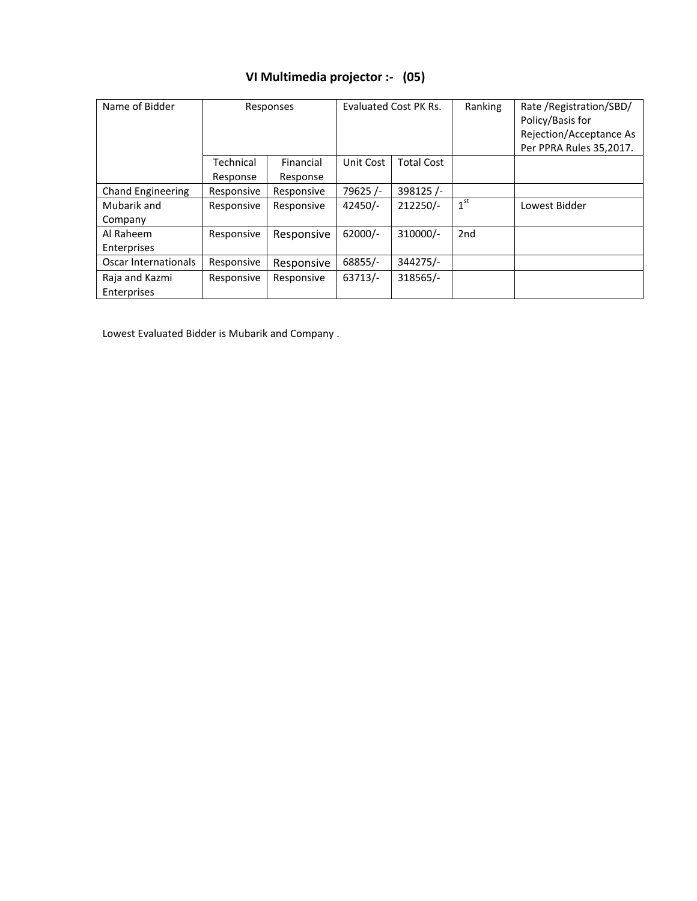## VI Multimedia projector :- (05)

| Name of Bidder | Responses | | Evaluated Cost PK Rs. | | Ranking | Rate /Registration/SBD/ Policy/Basis for Rejection/Acceptance As Per PPRA Rules 35,2017. |
|---|---|---|---|---|---|---|
| | Technical Response | Financial Response | Unit Cost | Total Cost | | |
| Chand Engineering | Responsive | Responsive | 79625 /- | 398125 /- | | |
| Mubarik and Company | Responsive | Responsive | 42450/- | 212250/- | 1st | Lowest Bidder |
| Al Raheem Enterprises | Responsive | Responsive | 62000/- | 310000/- | 2nd | |
| Oscar Internationals | Responsive | Responsive | 68855/- | 344275/- | | |
| Raja and Kazmi Enterprises | Responsive | Responsive | 63713/- | 318565/- | | |

Lowest Evaluated Bidder is Mubarik and Company .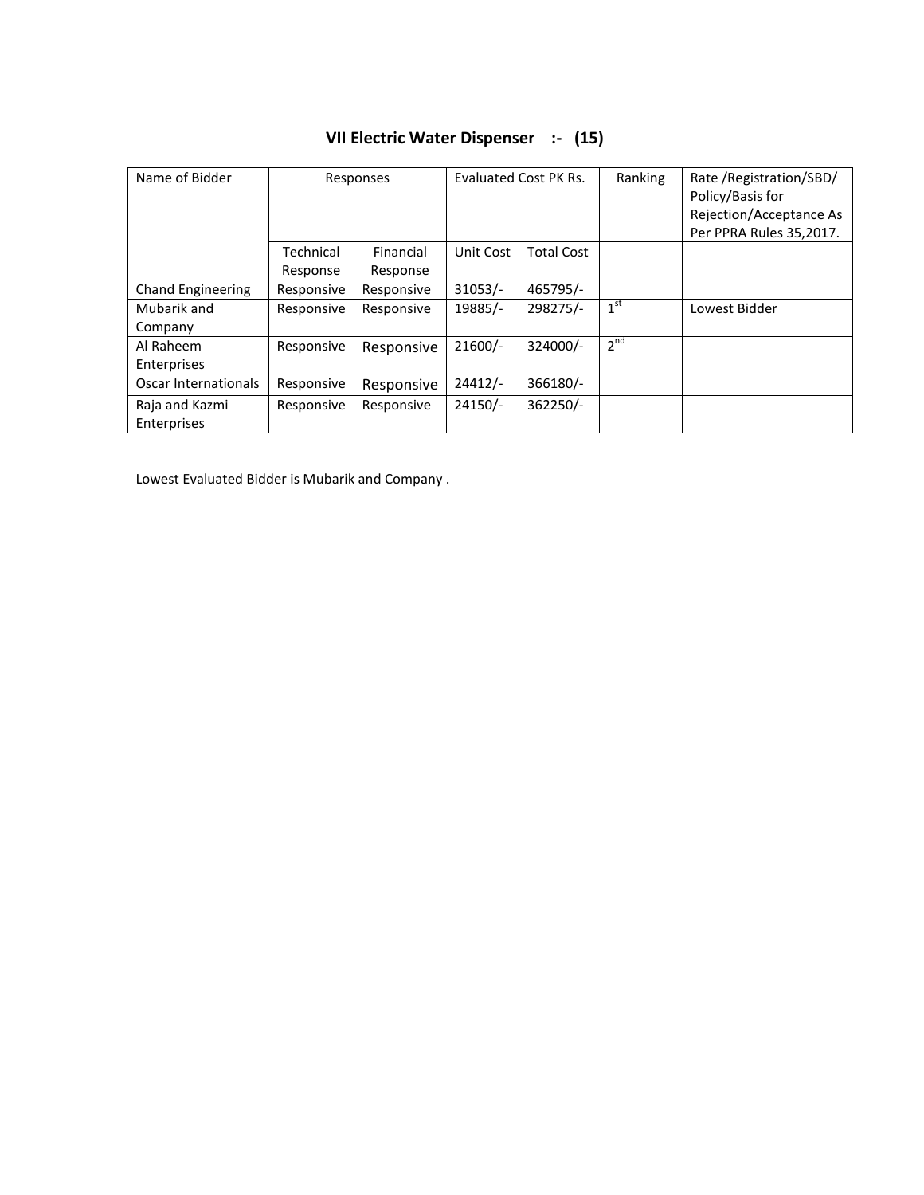## VII Electric Water Dispenser :- (15)

| Name of Bidder | Responses | | Evaluated Cost PK Rs. | | Ranking | Rate /Registration/SBD/ Policy/Basis for Rejection/Acceptance As Per PPRA Rules 35,2017. |
|---|---|---|---|---|---|---|
| | Technical Response | Financial Response | Unit Cost | Total Cost | | |
| Chand Engineering | Responsive | Responsive | 31053/- | 465795/- | | |
| Mubarik and Company | Responsive | Responsive | 19885/- | 298275/- | 1st | Lowest Bidder |
| Al Raheem Enterprises | Responsive | Responsive | 21600/- | 324000/- | 2nd | |
| Oscar Internationals | Responsive | Responsive | 24412/- | 366180/- | | |
| Raja and Kazmi Enterprises | Responsive | Responsive | 24150/- | 362250/- | | |

Lowest Evaluated Bidder is Mubarik and Company .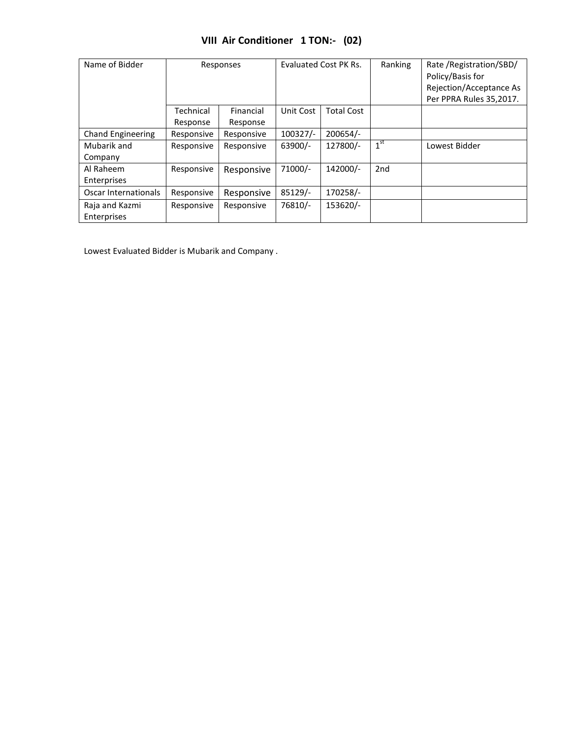## VIII Air Conditioner 1 TON:- (02)

| Name of Bidder | Responses | | Evaluated Cost PK Rs. | | Ranking | Rate /Registration/SBD/ Policy/Basis for Rejection/Acceptance As Per PPRA Rules 35,2017. |
|---|---|---|---|---|---|---|
| | Technical Response | Financial Response | Unit Cost | Total Cost | | |
| Chand Engineering | Responsive | Responsive | 100327/- | 200654/- | | |
| Mubarik and Company | Responsive | Responsive | 63900/- | 127800/- | 1st | Lowest Bidder |
| Al Raheem Enterprises | Responsive | Responsive | 71000/- | 142000/- | 2nd | |
| Oscar Internationals | Responsive | Responsive | 85129/- | 170258/- | | |
| Raja and Kazmi Enterprises | Responsive | Responsive | 76810/- | 153620/- | | |

Lowest Evaluated Bidder is Mubarik and Company .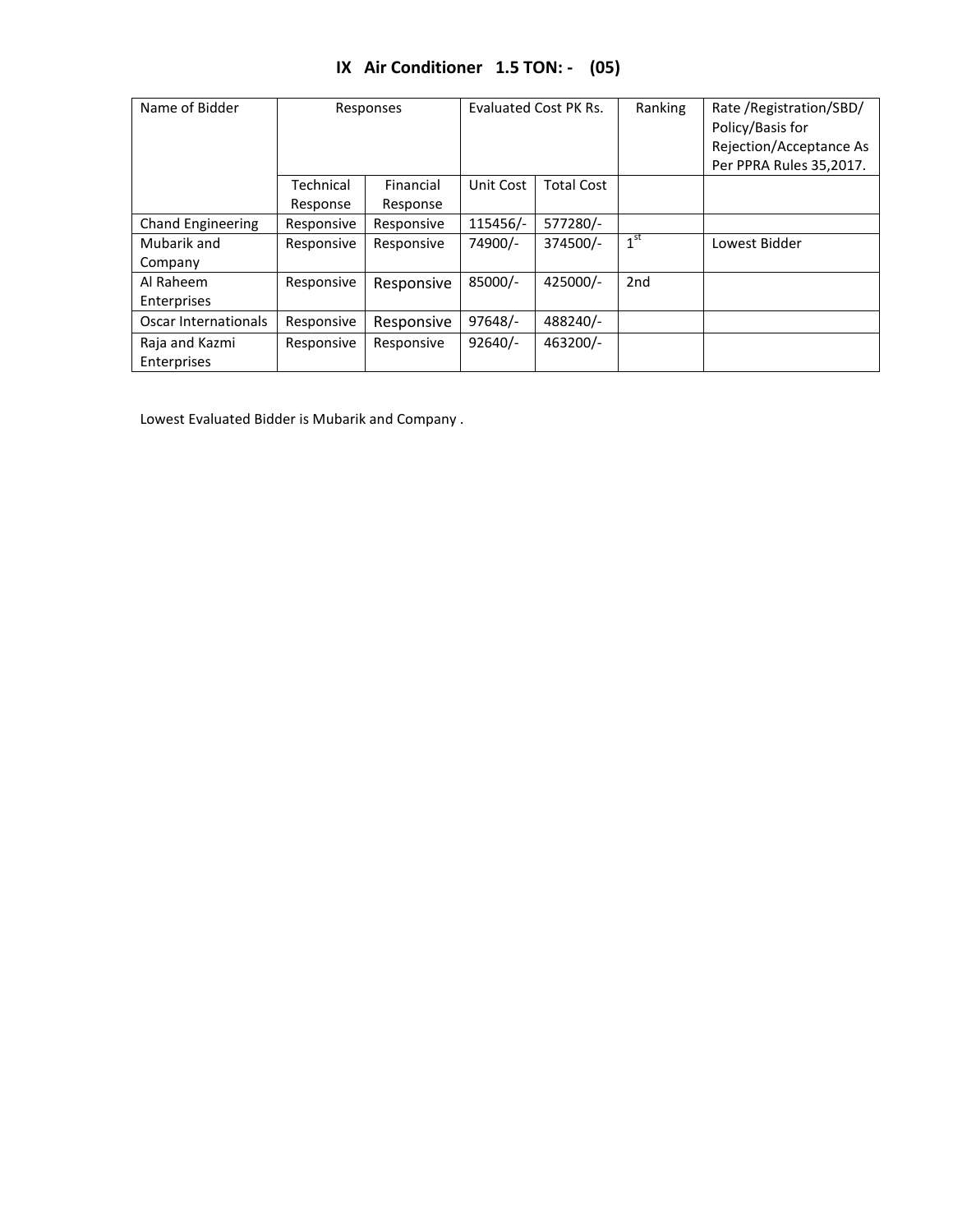# IX Air Conditioner 1.5 TON: - (05)

| Name of Bidder | Responses | | Evaluated Cost PK Rs. | | Ranking | Rate /Registration/SBD/ Policy/Basis for Rejection/Acceptance As Per PPRA Rules 35,2017. |
|---|---|---|---|---|---|---|
| | Technical Response | Financial Response | Unit Cost | Total Cost | | |
| Chand Engineering | Responsive | Responsive | 115456/- | 577280/- | | |
| Mubarik and Company | Responsive | Responsive | 74900/- | 374500/- | 1st | Lowest Bidder |
| Al Raheem Enterprises | Responsive | Responsive | 85000/- | 425000/- | 2nd | |
| Oscar Internationals | Responsive | Responsive | 97648/- | 488240/- | | |
| Raja and Kazmi Enterprises | Responsive | Responsive | 92640/- | 463200/- | | |

Lowest Evaluated Bidder is Mubarik and Company .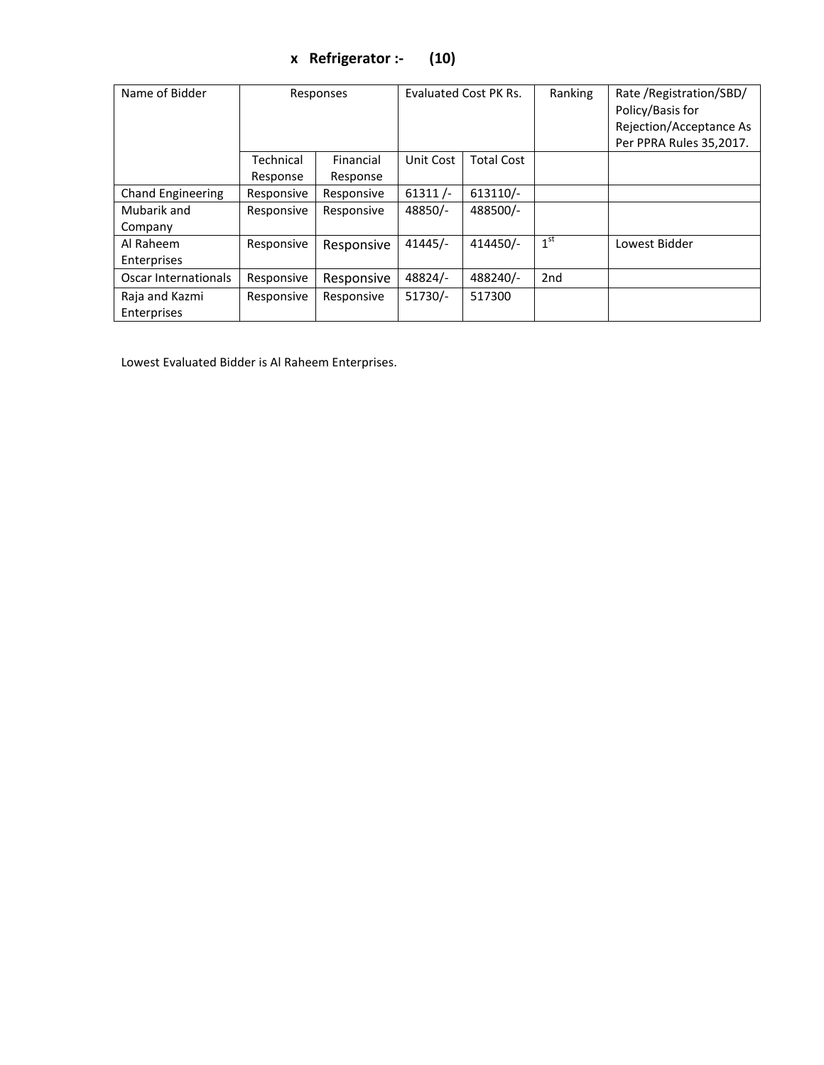### x Refrigerator :- (10)

| Name of Bidder | Responses | | Evaluated Cost PK Rs. | | Ranking | Rate /Registration/SBD/ Policy/Basis for Rejection/Acceptance As Per PPRA Rules 35,2017. |
|---|---|---|---|---|---|---|
| | Technical Response | Financial Response | Unit Cost | Total Cost | | |
| Chand Engineering | Responsive | Responsive | 61311 /- | 613110/- | | |
| Mubarik and Company | Responsive | Responsive | 48850/- | 488500/- | | |
| Al Raheem Enterprises | Responsive | Responsive | 41445/- | 414450/- | 1st | Lowest Bidder |
| Oscar Internationals | Responsive | Responsive | 48824/- | 488240/- | 2nd | |
| Raja and Kazmi Enterprises | Responsive | Responsive | 51730/- | 517300 | | |

Lowest Evaluated Bidder is Al Raheem Enterprises.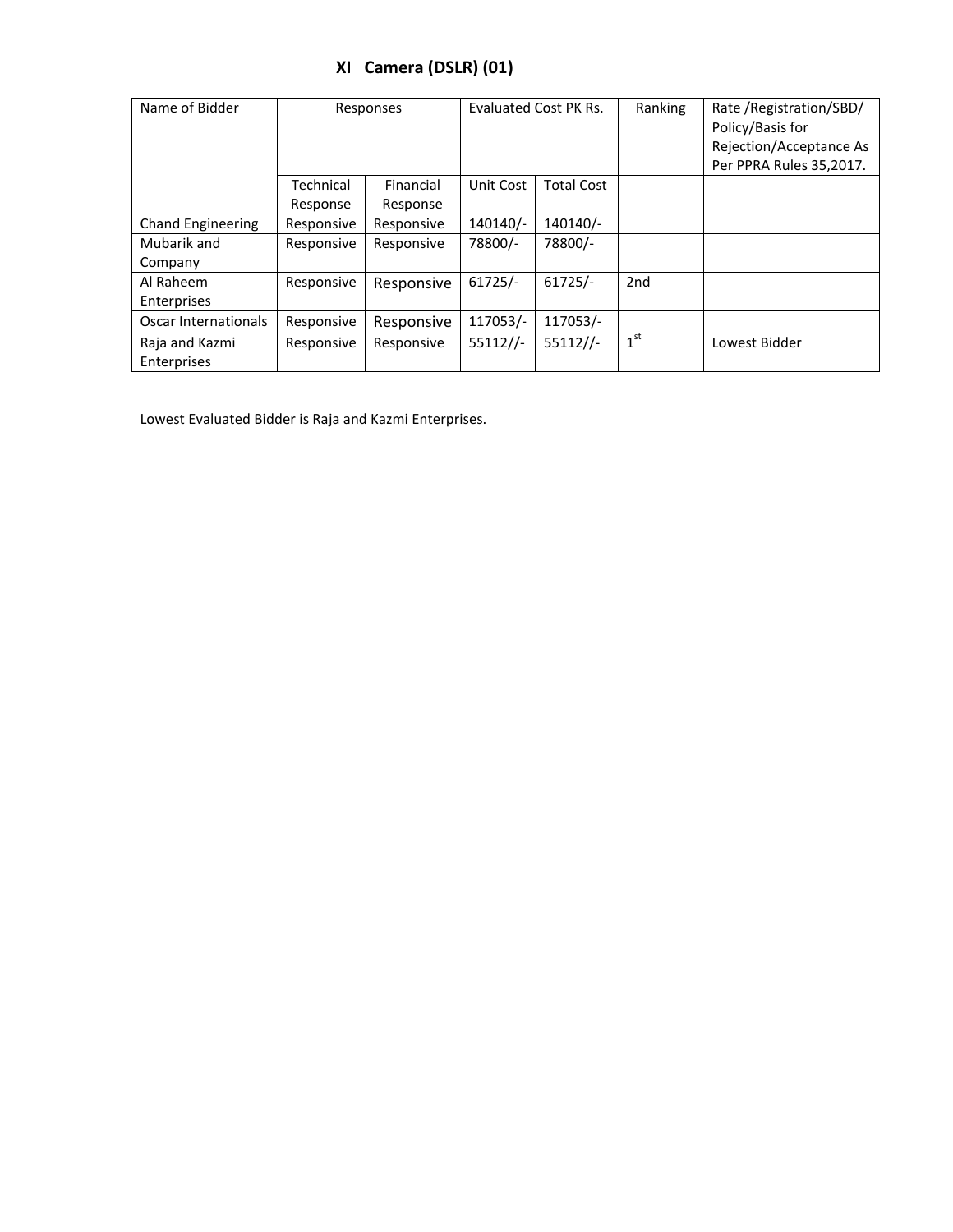## XI Camera (DSLR) (01)

| Name of Bidder | Responses | | Evaluated Cost PK Rs. | | Ranking | Rate /Registration/SBD/ Policy/Basis for Rejection/Acceptance As Per PPRA Rules 35,2017. |
|---|---|---|---|---|---|---|
| | Technical Response | Financial Response | Unit Cost | Total Cost | | |
| Chand Engineering | Responsive | Responsive | 140140/- | 140140/- | | |
| Mubarik and Company | Responsive | Responsive | 78800/- | 78800/- | | |
| Al Raheem Enterprises | Responsive | Responsive | 61725/- | 61725/- | 2nd | |
| Oscar Internationals | Responsive | Responsive | 117053/- | 117053/- | | |
| Raja and Kazmi Enterprises | Responsive | Responsive | 55112//- | 55112//- | 1st | Lowest Bidder |

Lowest Evaluated Bidder is Raja and Kazmi Enterprises.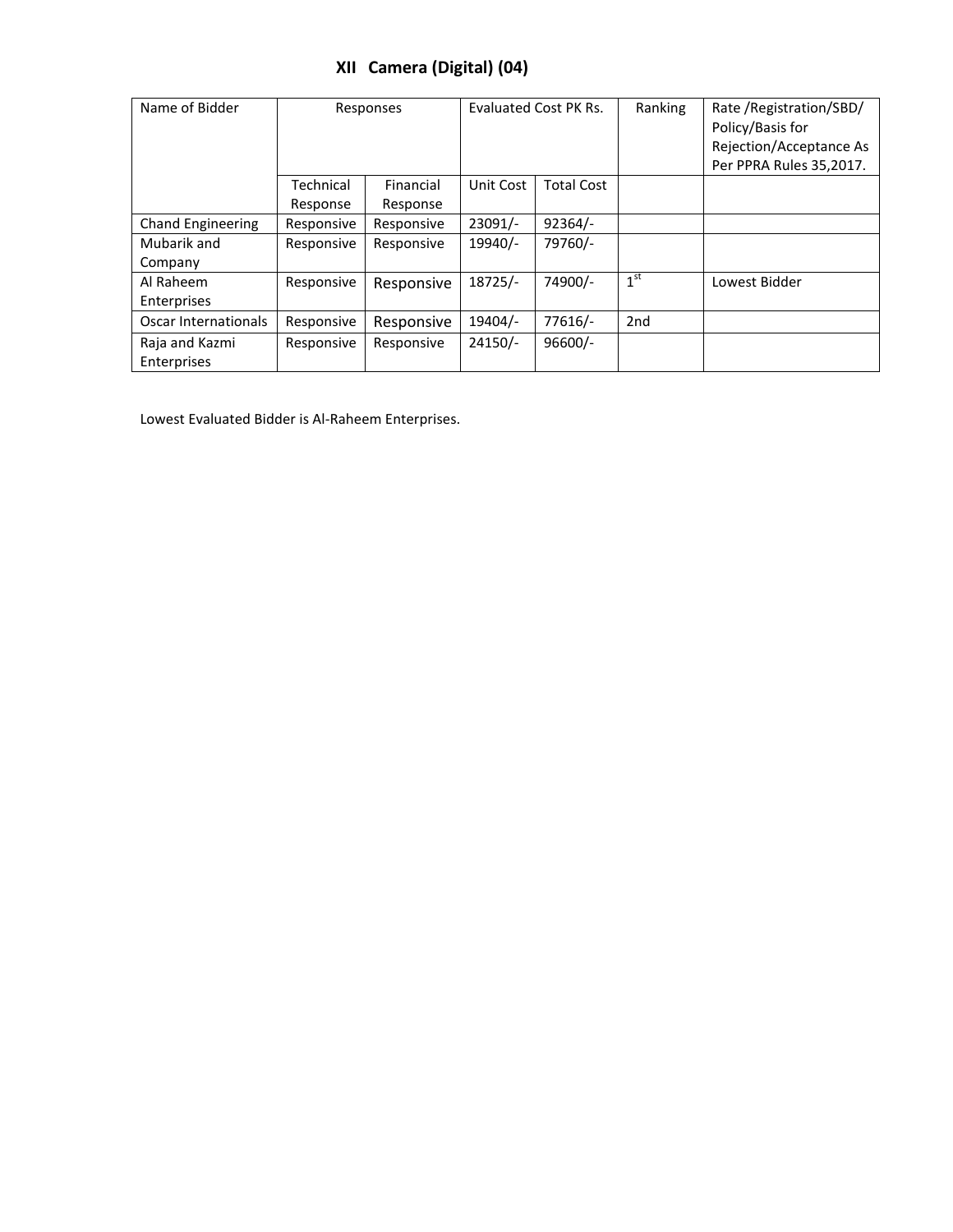## XII Camera (Digital) (04)

| Name of Bidder | Responses | | Evaluated Cost PK Rs. | | Ranking | Rate /Registration/SBD/ Policy/Basis for Rejection/Acceptance As Per PPRA Rules 35,2017. |
|---|---|---|---|---|---|---|
| | Technical Response | Financial Response | Unit Cost | Total Cost | | |
| Chand Engineering | Responsive | Responsive | 23091/- | 92364/- | | |
| Mubarik and Company | Responsive | Responsive | 19940/- | 79760/- | | |
| Al Raheem Enterprises | Responsive | Responsive | 18725/- | 74900/- | 1st | Lowest Bidder |
| Oscar Internationals | Responsive | Responsive | 19404/- | 77616/- | 2nd | |
| Raja and Kazmi Enterprises | Responsive | Responsive | 24150/- | 96600/- | | |

Lowest Evaluated Bidder is Al-Raheem Enterprises.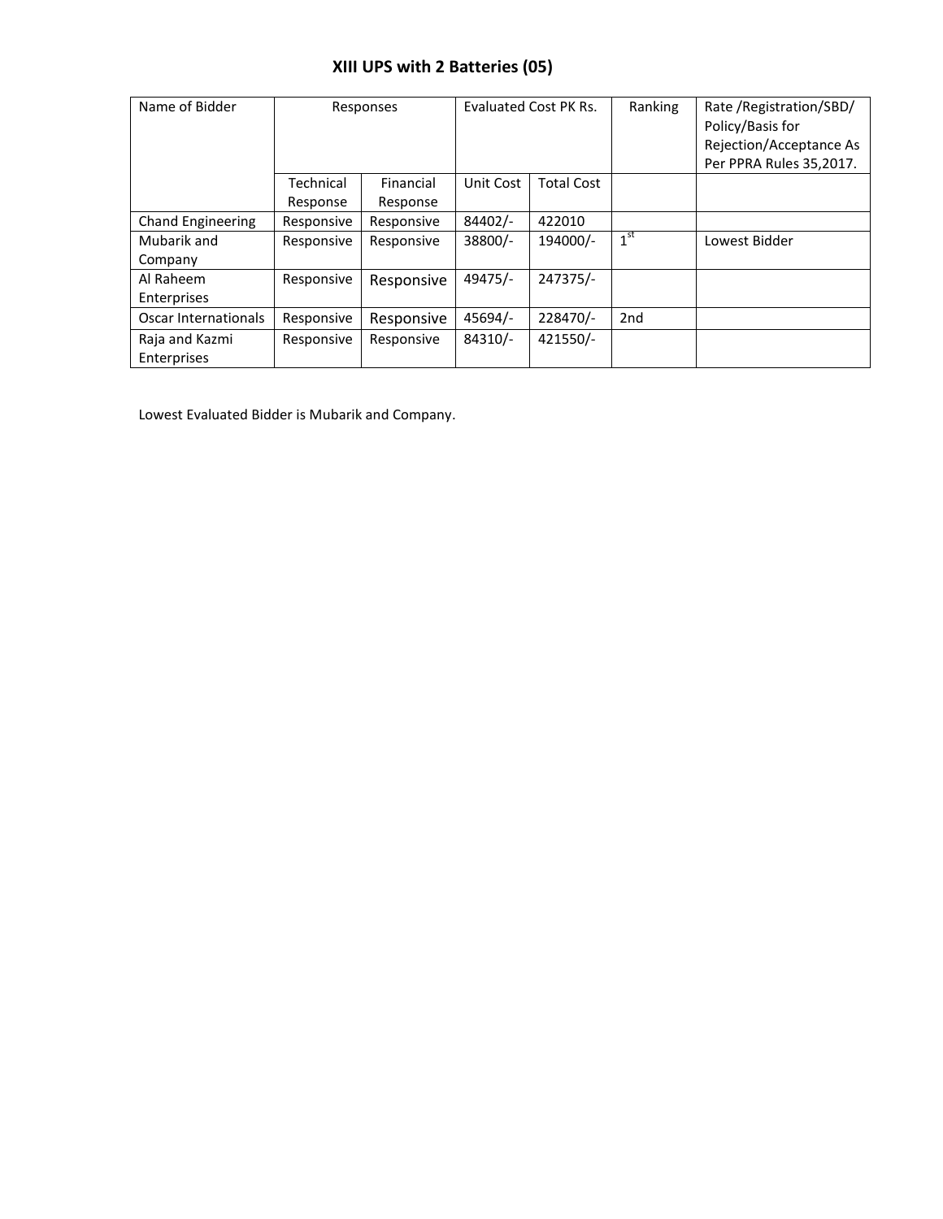## XIII UPS with 2 Batteries (05)

| Name of Bidder | Responses | | Evaluated Cost PK Rs. | | Ranking | Rate /Registration/SBD/ Policy/Basis for Rejection/Acceptance As Per PPRA Rules 35,2017. |
|---|---|---|---|---|---|---|
| | Technical Response | Financial Response | Unit Cost | Total Cost | | |
| Chand Engineering | Responsive | Responsive | 84402/- | 422010 | | |
| Mubarik and Company | Responsive | Responsive | 38800/- | 194000/- | 1st | Lowest Bidder |
| Al Raheem Enterprises | Responsive | Responsive | 49475/- | 247375/- | | |
| Oscar Internationals | Responsive | Responsive | 45694/- | 228470/- | 2nd | |
| Raja and Kazmi Enterprises | Responsive | Responsive | 84310/- | 421550/- | | |

Lowest Evaluated Bidder is Mubarik and Company.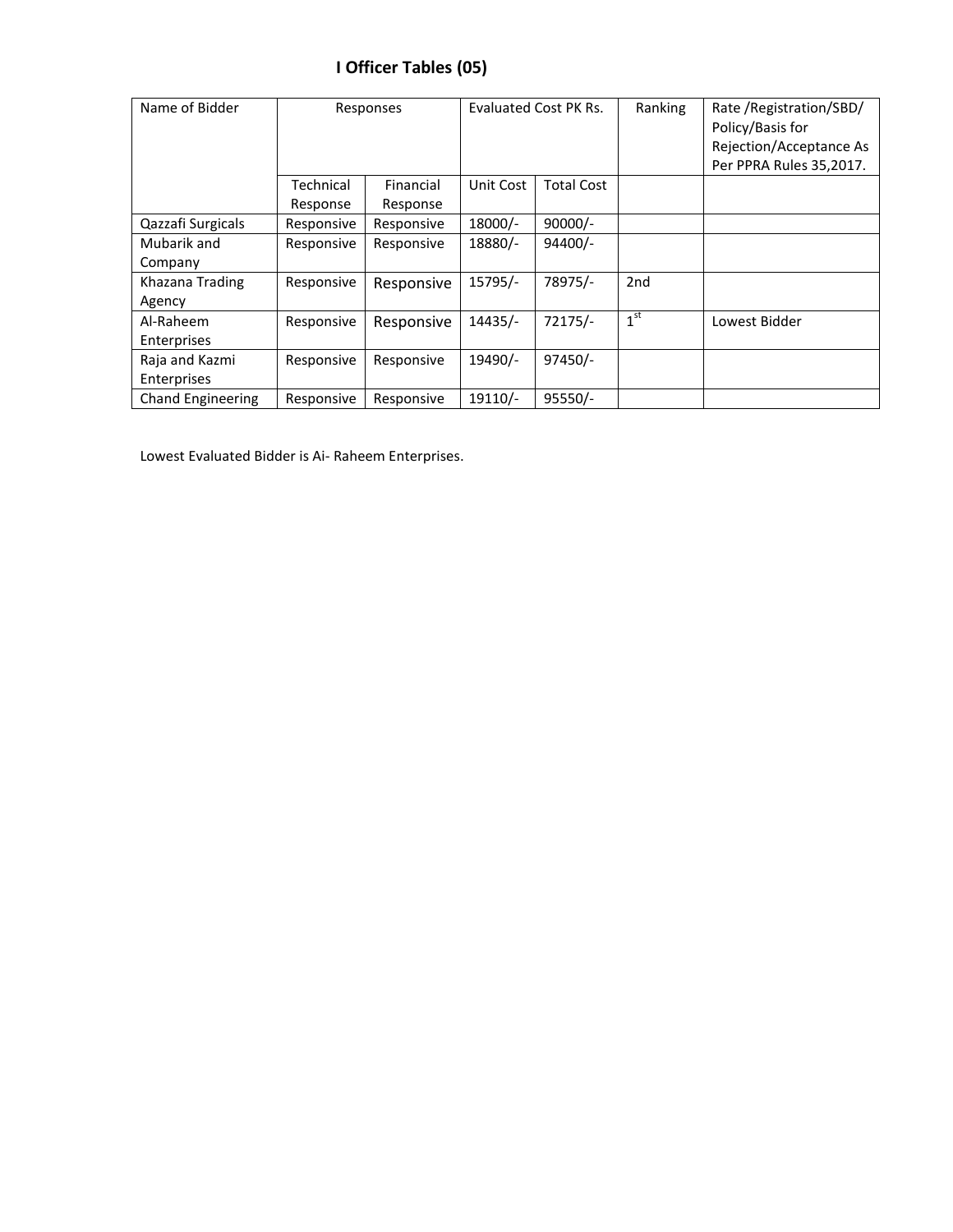## I Officer Tables (05)

| Name of Bidder | Responses | | Evaluated Cost PK Rs. | | Ranking | Rate /Registration/SBD/ Policy/Basis for Rejection/Acceptance As Per PPRA Rules 35,2017. |
|---|---|---|---|---|---|---|
| | Technical Response | Financial Response | Unit Cost | Total Cost | | |
| Qazzafi Surgicals | Responsive | Responsive | 18000/- | 90000/- | | |
| Mubarik and Company | Responsive | Responsive | 18880/- | 94400/- | | |
| Khazana Trading Agency | Responsive | Responsive | 15795/- | 78975/- | 2nd | |
| Al-Raheem Enterprises | Responsive | Responsive | 14435/- | 72175/- | 1st | Lowest Bidder |
| Raja and Kazmi Enterprises | Responsive | Responsive | 19490/- | 97450/- | | |
| Chand Engineering | Responsive | Responsive | 19110/- | 95550/- | | |

Lowest Evaluated Bidder is Ai- Raheem Enterprises.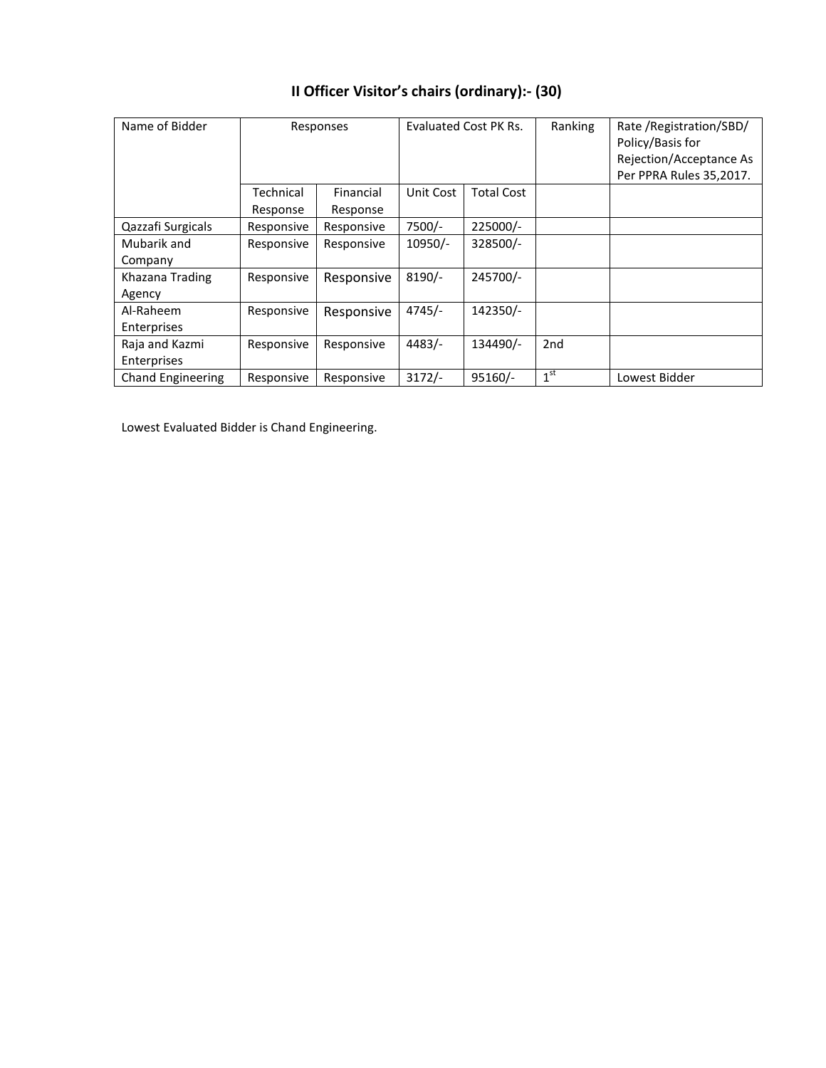# II Officer Visitor's chairs (ordinary):- (30)

| Name of Bidder | Responses | | Evaluated Cost PK Rs. | | Ranking | Rate /Registration/SBD/ Policy/Basis for Rejection/Acceptance As Per PPRA Rules 35,2017. |
|---|---|---|---|---|---|---|
| | Technical Response | Financial Response | Unit Cost | Total Cost | | |
| Qazzafi Surgicals | Responsive | Responsive | 7500/- | 225000/- | | |
| Mubarik and Company | Responsive | Responsive | 10950/- | 328500/- | | |
| Khazana Trading Agency | Responsive | Responsive | 8190/- | 245700/- | | |
| Al-Raheem Enterprises | Responsive | Responsive | 4745/- | 142350/- | | |
| Raja and Kazmi Enterprises | Responsive | Responsive | 4483/- | 134490/- | 2nd | |
| Chand Engineering | Responsive | Responsive | 3172/- | 95160/- | 1st | Lowest Bidder |

Lowest Evaluated Bidder is Chand Engineering.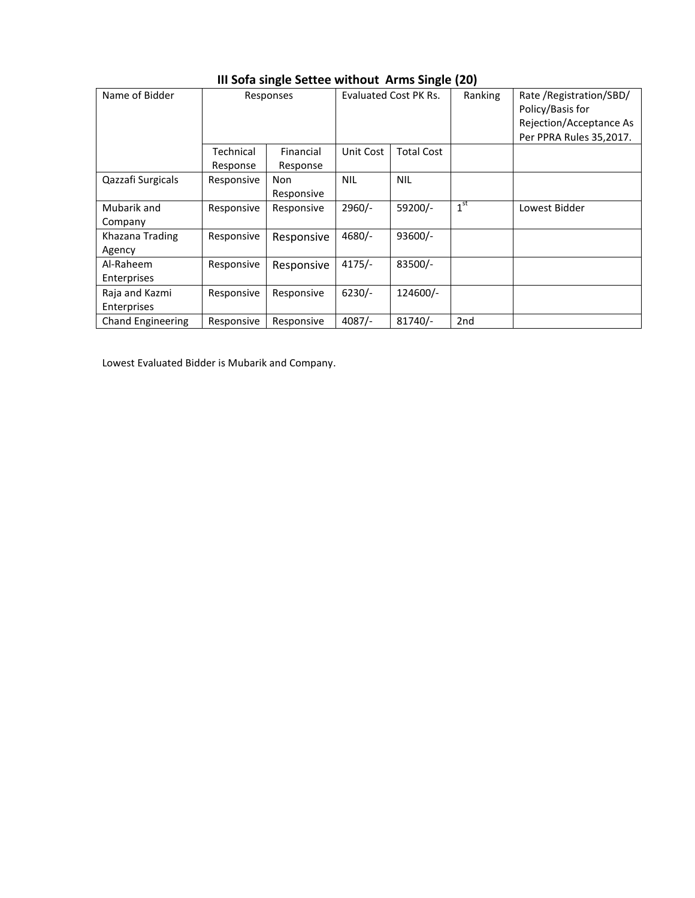### III Sofa single Settee without Arms Single (20)

| Name of Bidder | Responses | | Evaluated Cost PK Rs. | | Ranking | Rate /Registration/SBD/ Policy/Basis for Rejection/Acceptance As Per PPRA Rules 35,2017. |
|---|---|---|---|---|---|---|
| | Technical Response | Financial Response | Unit Cost | Total Cost | | |
| Qazzafi Surgicals | Responsive | Non Responsive | NIL | NIL | | |
| Mubarik and Company | Responsive | Responsive | 2960/- | 59200/- | 1st | Lowest Bidder |
| Khazana Trading Agency | Responsive | Responsive | 4680/- | 93600/- | | |
| Al-Raheem Enterprises | Responsive | Responsive | 4175/- | 83500/- | | |
| Raja and Kazmi Enterprises | Responsive | Responsive | 6230/- | 124600/- | | |
| Chand Engineering | Responsive | Responsive | 4087/- | 81740/- | 2nd | |

Lowest Evaluated Bidder is Mubarik and Company.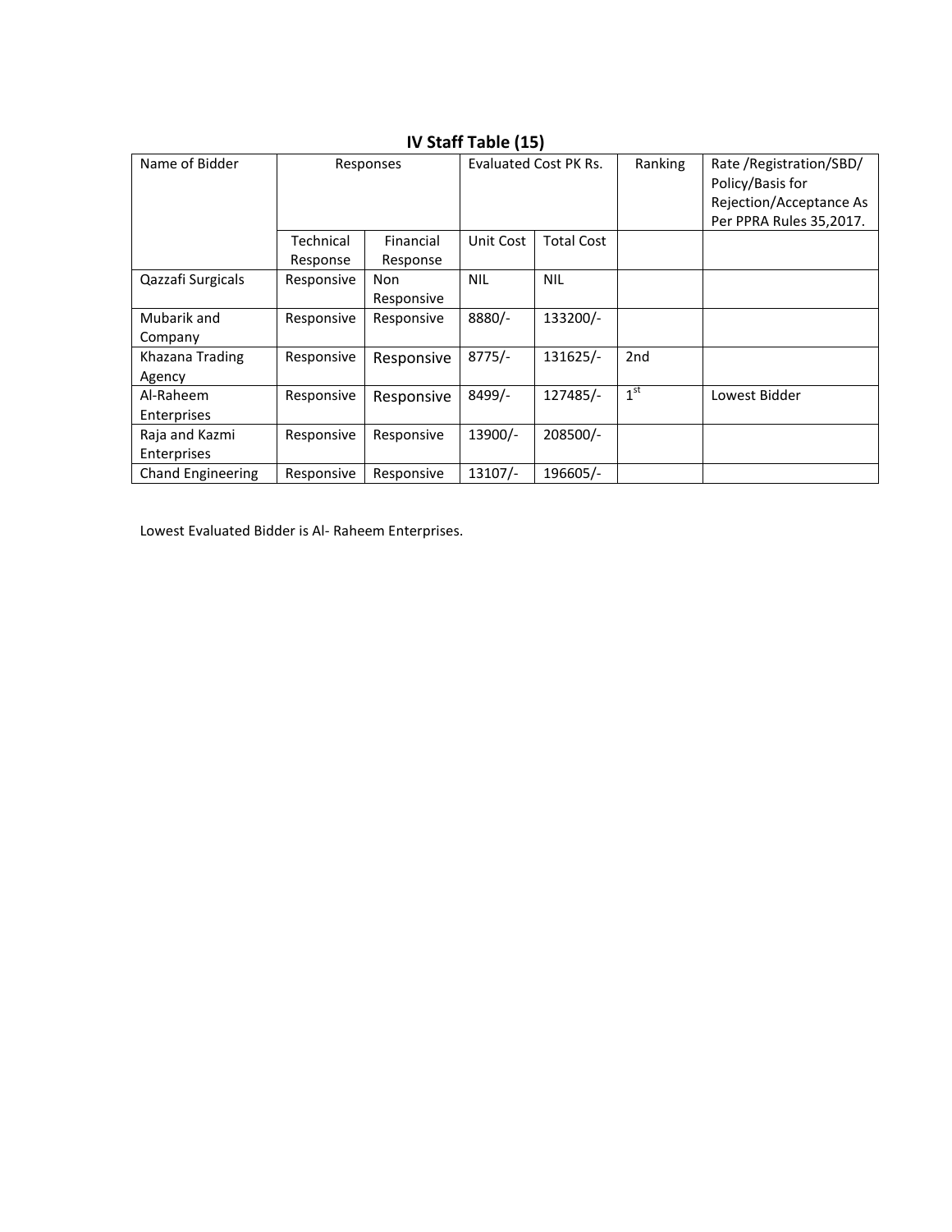## IV Staff Table (15)

| Name of Bidder | Responses | | Evaluated Cost PK Rs. | | Ranking | Rate /Registration/SBD/ Policy/Basis for Rejection/Acceptance As Per PPRA Rules 35,2017. |
|---|---|---|---|---|---|---|
| | Technical Response | Financial Response | Unit Cost | Total Cost | | |
| Qazzafi Surgicals | Responsive | Non Responsive | NIL | NIL | | |
| Mubarik and Company | Responsive | Responsive | 8880/- | 133200/- | | |
| Khazana Trading Agency | Responsive | Responsive | 8775/- | 131625/- | 2nd | |
| Al-Raheem Enterprises | Responsive | Responsive | 8499/- | 127485/- | 1st | Lowest Bidder |
| Raja and Kazmi Enterprises | Responsive | Responsive | 13900/- | 208500/- | | |
| Chand Engineering | Responsive | Responsive | 13107/- | 196605/- | | |

Lowest Evaluated Bidder is Al- Raheem Enterprises.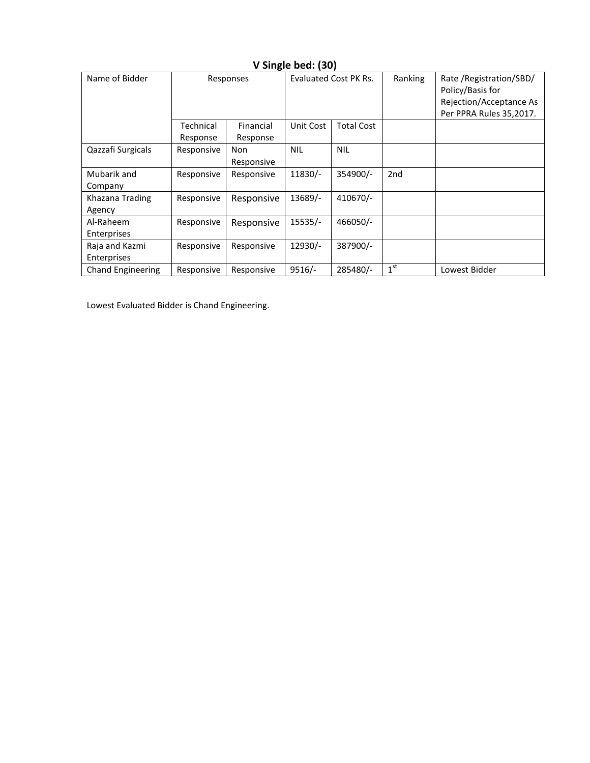## V Single bed: (30)

| Name of Bidder | Responses | | Evaluated Cost PK Rs. | | Ranking | Rate /Registration/SBD/ Policy/Basis for Rejection/Acceptance As Per PPRA Rules 35,2017. |
|---|---|---|---|---|---|---|
| | Technical Response | Financial Response | Unit Cost | Total Cost | | |
| Qazzafi Surgicals | Responsive | Non Responsive | NIL | NIL | | |
| Mubarik and Company | Responsive | Responsive | 11830/- | 354900/- | 2nd | |
| Khazana Trading Agency | Responsive | Responsive | 13689/- | 410670/- | | |
| Al-Raheem Enterprises | Responsive | Responsive | 15535/- | 466050/- | | |
| Raja and Kazmi Enterprises | Responsive | Responsive | 12930/- | 387900/- | | |
| Chand Engineering | Responsive | Responsive | 9516/- | 285480/- | 1st | Lowest Bidder |

Lowest Evaluated Bidder is Chand Engineering.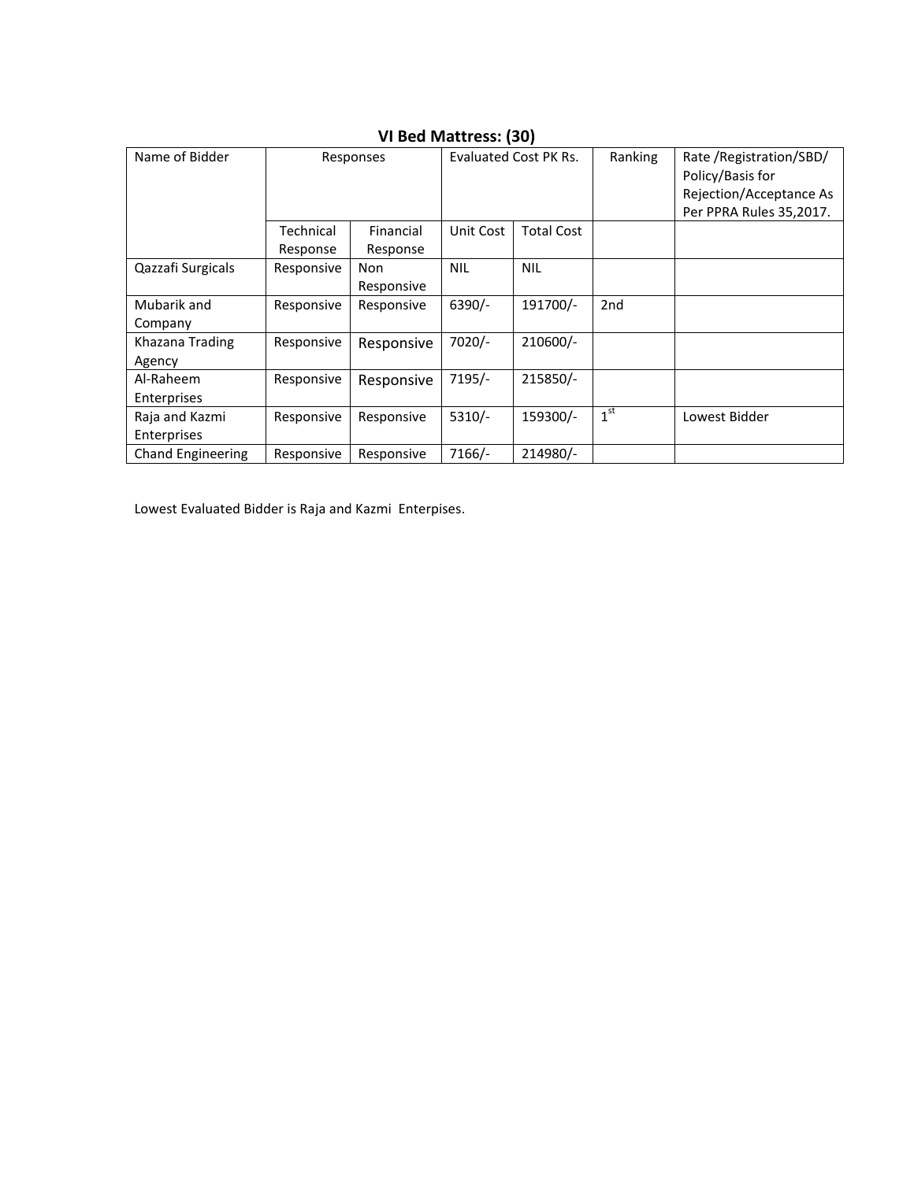## VI Bed Mattress: (30)

| Name of Bidder | Responses | | Evaluated Cost PK Rs. | | Ranking | Rate /Registration/SBD/ Policy/Basis for Rejection/Acceptance As Per PPRA Rules 35,2017. |
|---|---|---|---|---|---|---|
| | Technical Response | Financial Response | Unit Cost | Total Cost | | |
| Qazzafi Surgicals | Responsive | Non Responsive | NIL | NIL | | |
| Mubarik and Company | Responsive | Responsive | 6390/- | 191700/- | 2nd | |
| Khazana Trading Agency | Responsive | Responsive | 7020/- | 210600/- | | |
| Al-Raheem Enterprises | Responsive | Responsive | 7195/- | 215850/- | | |
| Raja and Kazmi Enterprises | Responsive | Responsive | 5310/- | 159300/- | 1st | Lowest Bidder |
| Chand Engineering | Responsive | Responsive | 7166/- | 214980/- | | |

Lowest Evaluated Bidder is Raja and Kazmi Enterpises.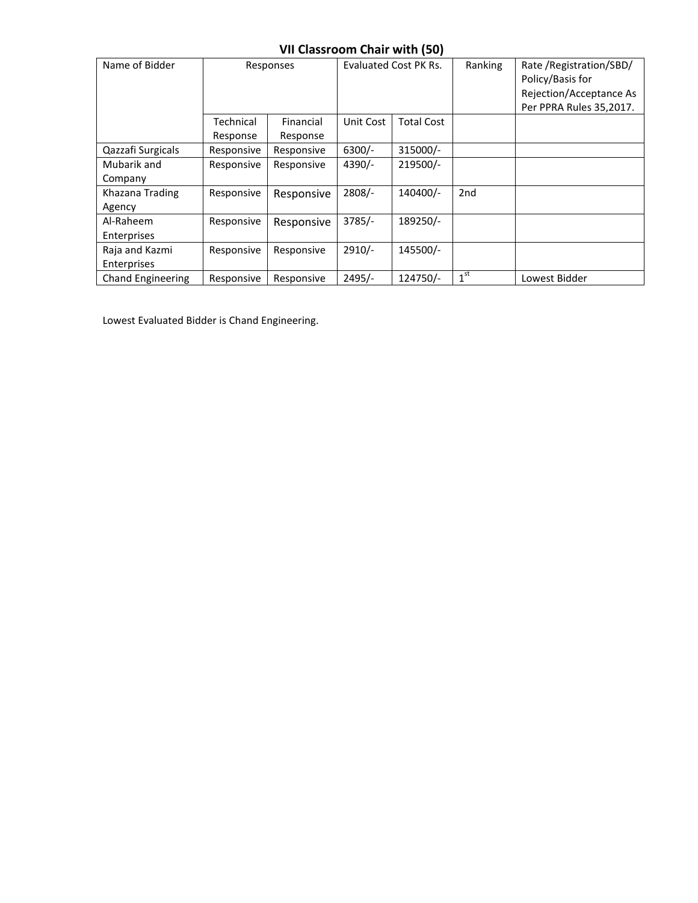### VII Classroom Chair with (50)

| Name of Bidder | Responses | | Evaluated Cost PK Rs. | | Ranking | Rate /Registration/SBD/ Policy/Basis for Rejection/Acceptance As Per PPRA Rules 35,2017. |
|---|---|---|---|---|---|---|
| | Technical Response | Financial Response | Unit Cost | Total Cost | | |
| Qazzafi Surgicals | Responsive | Responsive | 6300/- | 315000/- | | |
| Mubarik and Company | Responsive | Responsive | 4390/- | 219500/- | | |
| Khazana Trading Agency | Responsive | Responsive | 2808/- | 140400/- | 2nd | |
| Al-Raheem Enterprises | Responsive | Responsive | 3785/- | 189250/- | | |
| Raja and Kazmi Enterprises | Responsive | Responsive | 2910/- | 145500/- | | |
| Chand Engineering | Responsive | Responsive | 2495/- | 124750/- | 1st | Lowest Bidder |

Lowest Evaluated Bidder is Chand Engineering.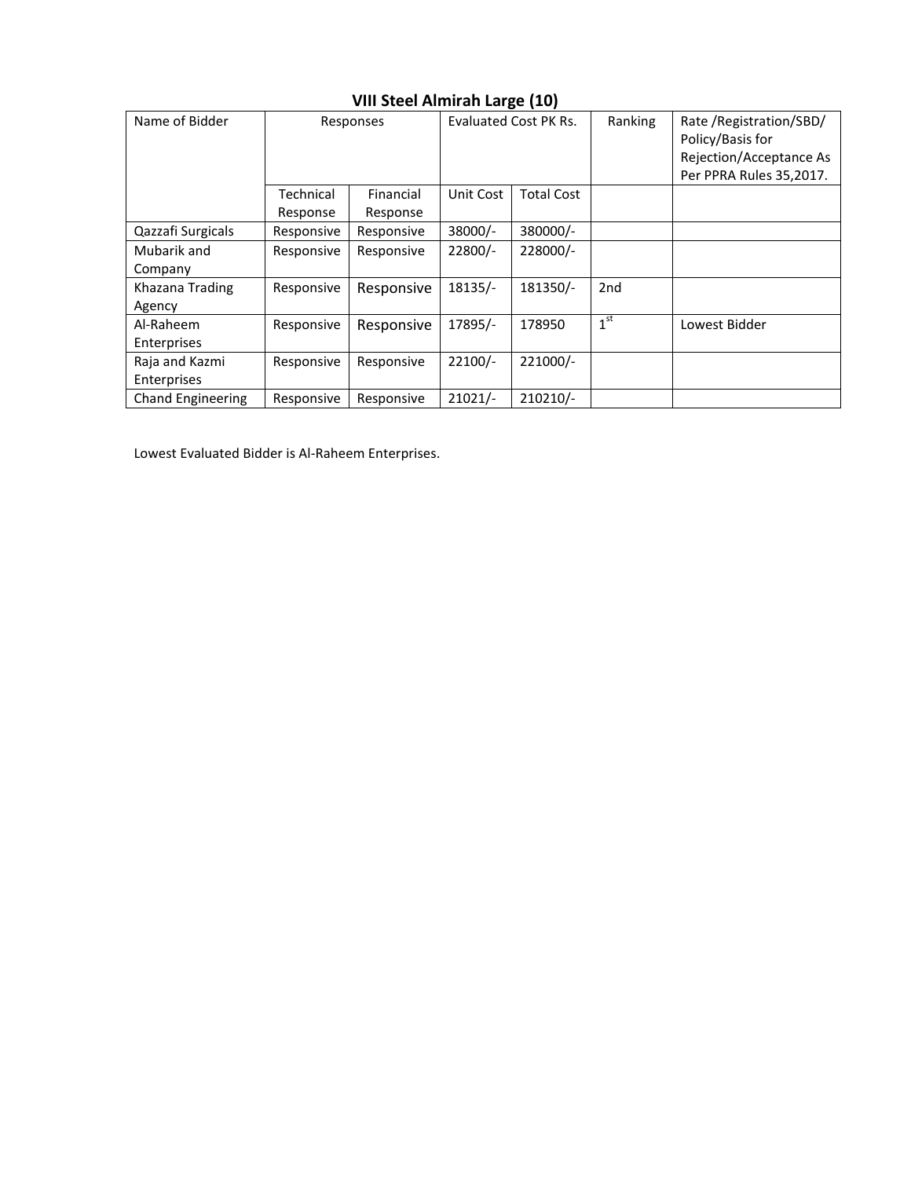### VIII Steel Almirah Large (10)

| Name of Bidder | Responses | | Evaluated Cost PK Rs. | | Ranking | Rate /Registration/SBD/ Policy/Basis for Rejection/Acceptance As Per PPRA Rules 35,2017. |
|---|---|---|---|---|---|---|
| | Technical Response | Financial Response | Unit Cost | Total Cost | | |
| Qazzafi Surgicals | Responsive | Responsive | 38000/- | 380000/- | | |
| Mubarik and Company | Responsive | Responsive | 22800/- | 228000/- | | |
| Khazana Trading Agency | Responsive | Responsive | 18135/- | 181350/- | 2nd | |
| Al-Raheem Enterprises | Responsive | Responsive | 17895/- | 178950 | 1st | Lowest Bidder |
| Raja and Kazmi Enterprises | Responsive | Responsive | 22100/- | 221000/- | | |
| Chand Engineering | Responsive | Responsive | 21021/- | 210210/- | | |

Lowest Evaluated Bidder is Al-Raheem Enterprises.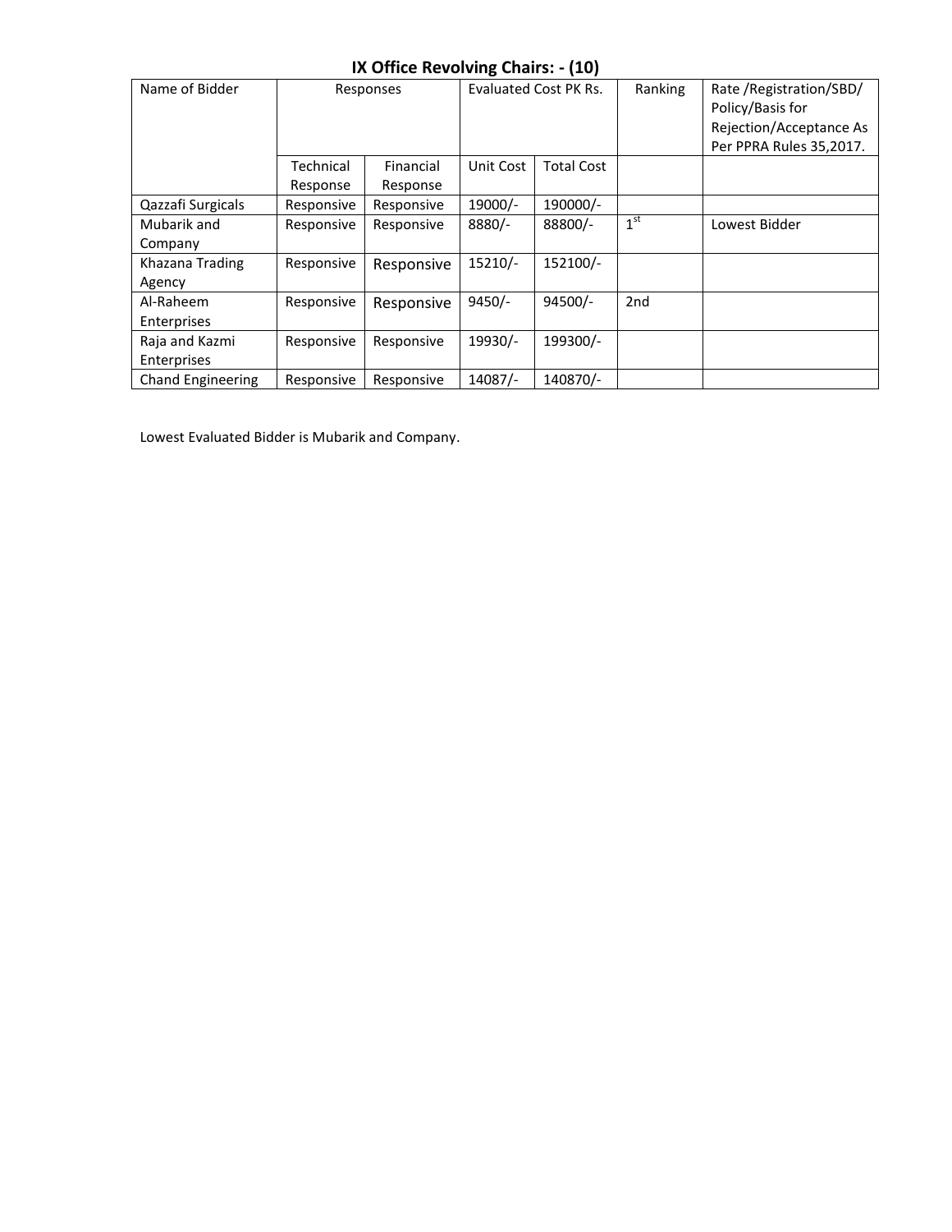## IX Office Revolving Chairs: - (10)

| Name of Bidder | Responses | | Evaluated Cost PK Rs. | | Ranking | Rate /Registration/SBD/ Policy/Basis for Rejection/Acceptance As Per PPRA Rules 35,2017. |
|---|---|---|---|---|---|---|
| | Technical Response | Financial Response | Unit Cost | Total Cost | | |
| Qazzafi Surgicals | Responsive | Responsive | 19000/- | 190000/- | | |
| Mubarik and Company | Responsive | Responsive | 8880/- | 88800/- | 1st | Lowest Bidder |
| Khazana Trading Agency | Responsive | Responsive | 15210/- | 152100/- | | |
| Al-Raheem Enterprises | Responsive | Responsive | 9450/- | 94500/- | 2nd | |
| Raja and Kazmi Enterprises | Responsive | Responsive | 19930/- | 199300/- | | |
| Chand Engineering | Responsive | Responsive | 14087/- | 140870/- | | |

Lowest Evaluated Bidder is Mubarik and Company.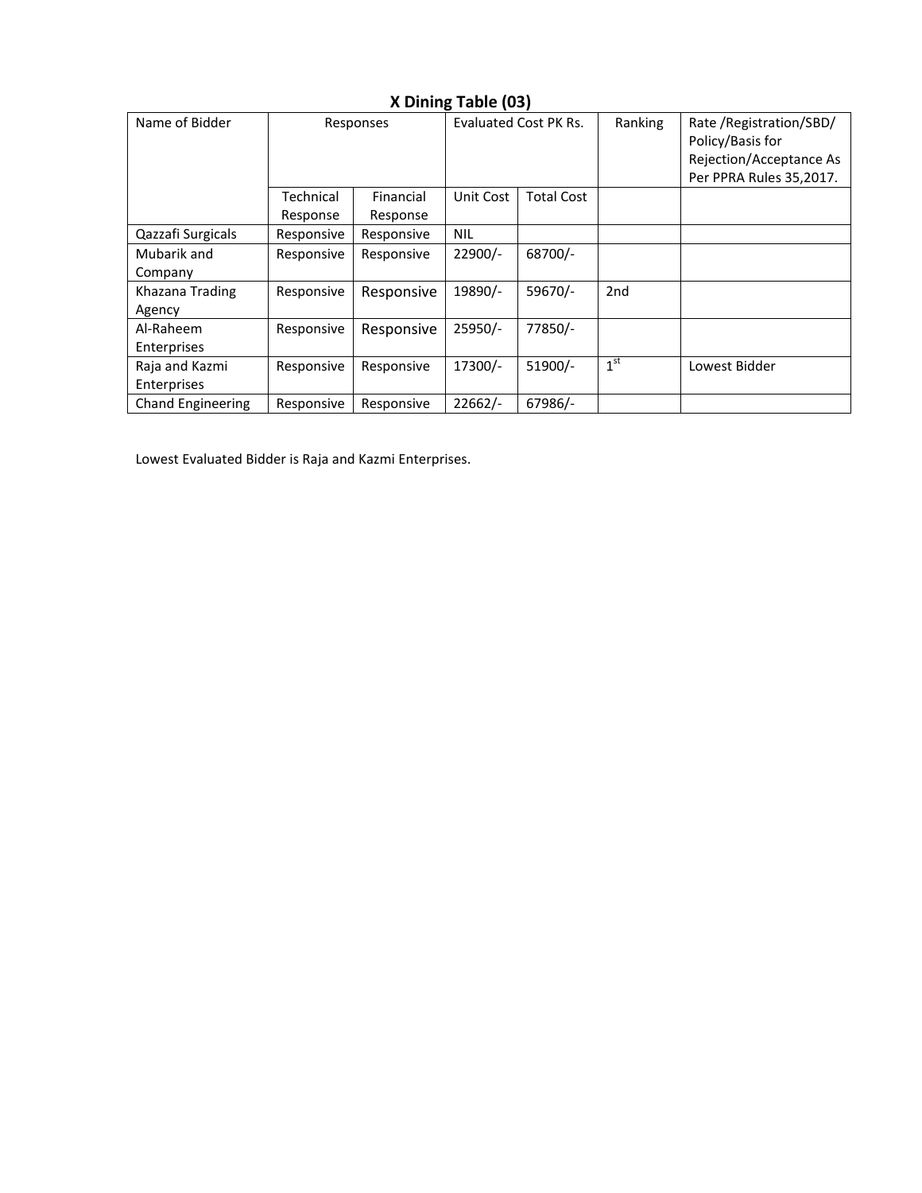### X Dining Table (03)

| Name of Bidder | Responses | | Evaluated Cost PK Rs. | | Ranking | Rate /Registration/SBD/ Policy/Basis for Rejection/Acceptance As Per PPRA Rules 35,2017. |
|---|---|---|---|---|---|---|
| | Technical Response | Financial Response | Unit Cost | Total Cost | | |
| Qazzafi Surgicals | Responsive | Responsive | NIL | | | |
| Mubarik and Company | Responsive | Responsive | 22900/- | 68700/- | | |
| Khazana Trading Agency | Responsive | Responsive | 19890/- | 59670/- | 2nd | |
| Al-Raheem Enterprises | Responsive | Responsive | 25950/- | 77850/- | | |
| Raja and Kazmi Enterprises | Responsive | Responsive | 17300/- | 51900/- | 1st | Lowest Bidder |
| Chand Engineering | Responsive | Responsive | 22662/- | 67986/- | | |

Lowest Evaluated Bidder is Raja and Kazmi Enterprises.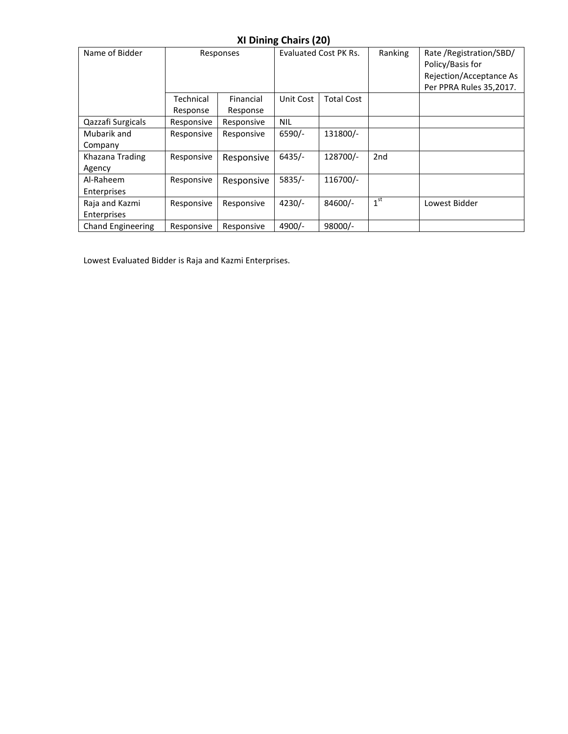## XI Dining Chairs (20)

| Name of Bidder | Responses | | Evaluated Cost PK Rs. | | Ranking | Rate /Registration/SBD/ Policy/Basis for Rejection/Acceptance As Per PPRA Rules 35,2017. |
|---|---|---|---|---|---|---|
| | Technical Response | Financial Response | Unit Cost | Total Cost | | |
| Qazzafi Surgicals | Responsive | Responsive | NIL | | | |
| Mubarik and Company | Responsive | Responsive | 6590/- | 131800/- | | |
| Khazana Trading Agency | Responsive | Responsive | 6435/- | 128700/- | 2nd | |
| Al-Raheem Enterprises | Responsive | Responsive | 5835/- | 116700/- | | |
| Raja and Kazmi Enterprises | Responsive | Responsive | 4230/- | 84600/- | 1st | Lowest Bidder |
| Chand Engineering | Responsive | Responsive | 4900/- | 98000/- | | |

Lowest Evaluated Bidder is Raja and Kazmi Enterprises.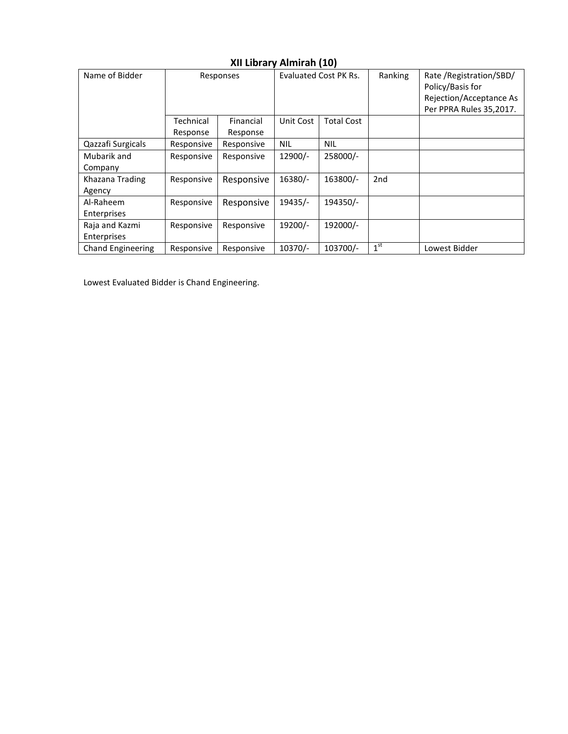## XII Library Almirah (10)

| Name of Bidder | Responses | | Evaluated Cost PK Rs. | | Ranking | Rate /Registration/SBD/ Policy/Basis for Rejection/Acceptance As Per PPRA Rules 35,2017. |
|---|---|---|---|---|---|---|
| | Technical Response | Financial Response | Unit Cost | Total Cost | | |
| Qazzafi Surgicals | Responsive | Responsive | NIL | NIL | | |
| Mubarik and Company | Responsive | Responsive | 12900/- | 258000/- | | |
| Khazana Trading Agency | Responsive | Responsive | 16380/- | 163800/- | 2nd | |
| Al-Raheem Enterprises | Responsive | Responsive | 19435/- | 194350/- | | |
| Raja and Kazmi Enterprises | Responsive | Responsive | 19200/- | 192000/- | | |
| Chand Engineering | Responsive | Responsive | 10370/- | 103700/- | 1st | Lowest Bidder |

Lowest Evaluated Bidder is Chand Engineering.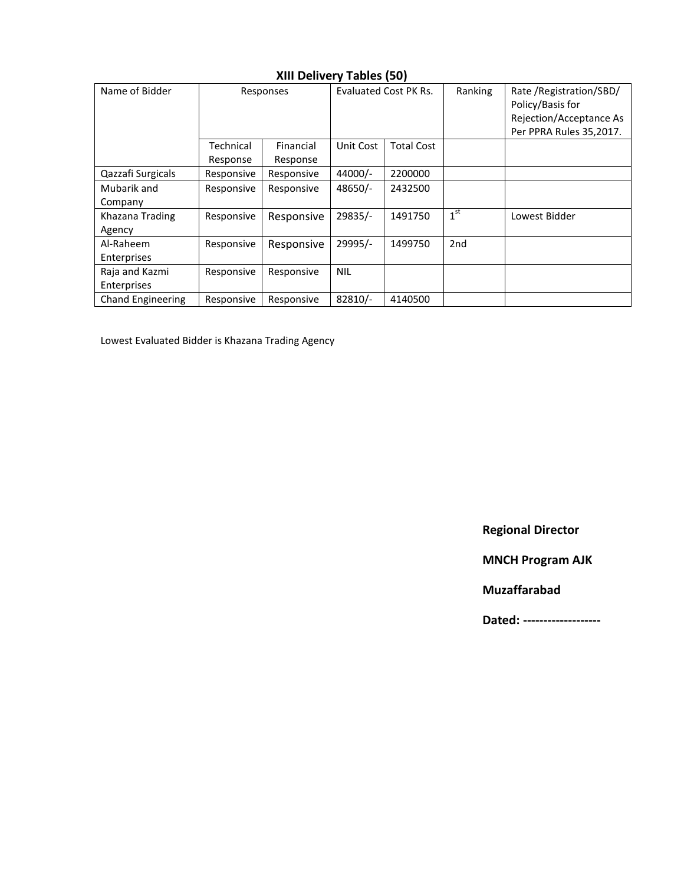## XIII Delivery Tables (50)

| Name of Bidder | Responses | | Evaluated Cost PK Rs. | | Ranking | Rate /Registration/SBD/ Policy/Basis for Rejection/Acceptance As Per PPRA Rules 35,2017. |
|---|---|---|---|---|---|---|
| | Technical Response | Financial Response | Unit Cost | Total Cost | | |
| Qazzafi Surgicals | Responsive | Responsive | 44000/- | 2200000 | | |
| Mubarik and Company | Responsive | Responsive | 48650/- | 2432500 | | |
| Khazana Trading Agency | Responsive | Responsive | 29835/- | 1491750 | 1st | Lowest Bidder |
| Al-Raheem Enterprises | Responsive | Responsive | 29995/- | 1499750 | 2nd | |
| Raja and Kazmi Enterprises | Responsive | Responsive | NIL | | | |
| Chand Engineering | Responsive | Responsive | 82810/- | 4140500 | | |

Lowest Evaluated Bidder is Khazana Trading Agency

**Regional Director**

**MNCH Program AJK**

**Muzaffarabad**

**Dated: -------------------**